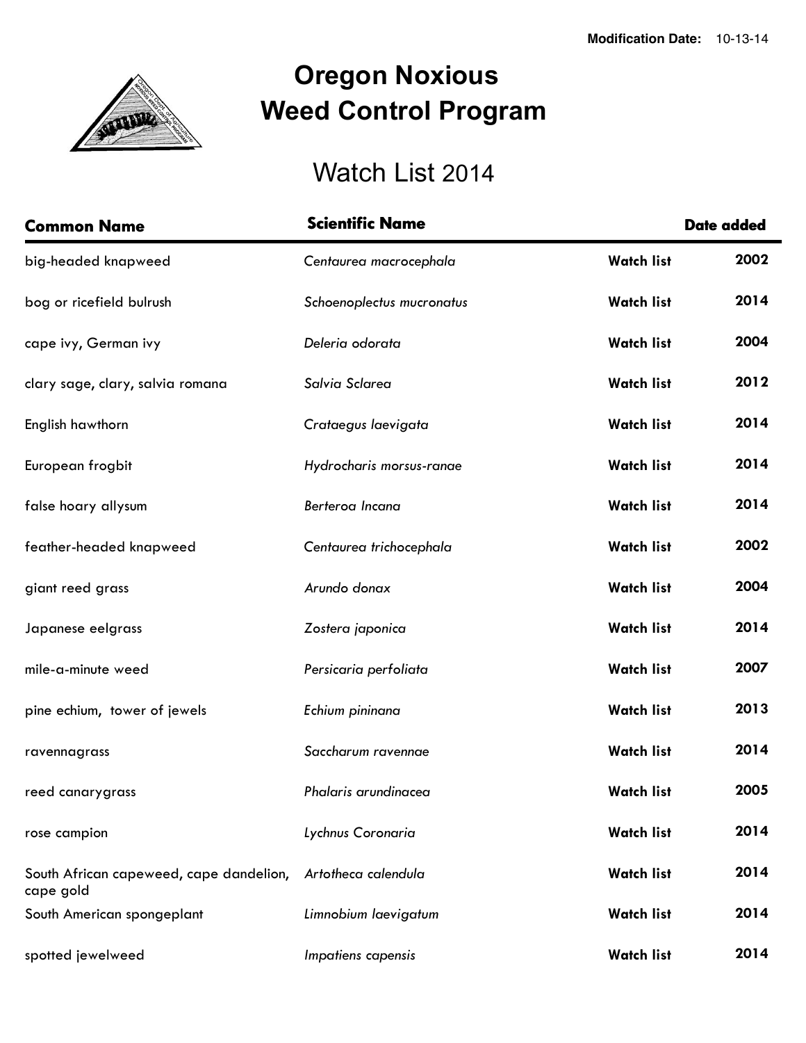Modification Date: 10-13-14

# Oregon Noxious Weed Control Program

## Watch List 2014

| Common Name | Scientific Name | | Date added |
|---|---|---|---|
| big-headed knapweed | *Centaurea macrocephala* | **Watch list** | **2002** |
| bog or ricefield bulrush | *Schoenoplectus mucronatus* | **Watch list** | **2014** |
| cape ivy, German ivy | *Deleria odorata* | **Watch list** | **2004** |
| clary sage, clary, salvia romana | *Salvia Sclarea* | **Watch list** | **2012** |
| English hawthorn | *Crataegus laevigata* | **Watch list** | **2014** |
| European frogbit | *Hydrocharis morsus-ranae* | **Watch list** | **2014** |
| false hoary allysum | *Berteroa Incana* | **Watch list** | **2014** |
| feather-headed knapweed | *Centaurea trichocephala* | **Watch list** | **2002** |
| giant reed grass | *Arundo donax* | **Watch list** | **2004** |
| Japanese eelgrass | *Zostera japonica* | **Watch list** | **2014** |
| mile-a-minute weed | *Persicaria perfoliata* | **Watch list** | **2007** |
| pine echium, tower of jewels | *Echium pininana* | **Watch list** | **2013** |
| ravennagrass | *Saccharum ravennae* | **Watch list** | **2014** |
| reed canarygrass | *Phalaris arundinacea* | **Watch list** | **2005** |
| rose campion | *Lychnus Coronaria* | **Watch list** | **2014** |
| South African capeweed, cape dandelion, cape gold | *Artotheca calendula* | **Watch list** | **2014** |
| South American spongeplant | *Limnobium laevigatum* | **Watch list** | **2014** |
| spotted jewelweed | *Impatiens capensis* | **Watch list** | **2014** |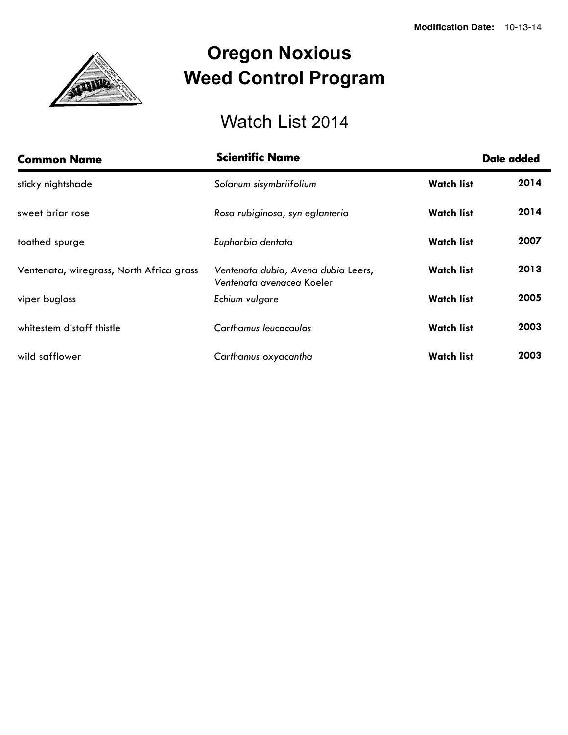Modification Date: 10-13-14

# Oregon Noxious Weed Control Program

## Watch List 2014

| Common Name | Scientific Name | | Date added |
|---|---|---|---|
| sticky nightshade | *Solanum sisymbriifolium* | **Watch list** | **2014** |
| sweet briar rose | *Rosa rubiginosa, syn eglanteria* | **Watch list** | **2014** |
| toothed spurge | *Euphorbia dentata* | **Watch list** | **2007** |
| Ventenata, wiregrass, North Africa grass | *Ventenata dubia, Avena dubia* Leers, *Ventenata avenacea* Koeler | **Watch list** | **2013** |
| viper bugloss | *Echium vulgare* | **Watch list** | **2005** |
| whitestem distaff thistle | *Carthamus leucocaulos* | **Watch list** | **2003** |
| wild safflower | *Carthamus oxyacantha* | **Watch list** | **2003** |